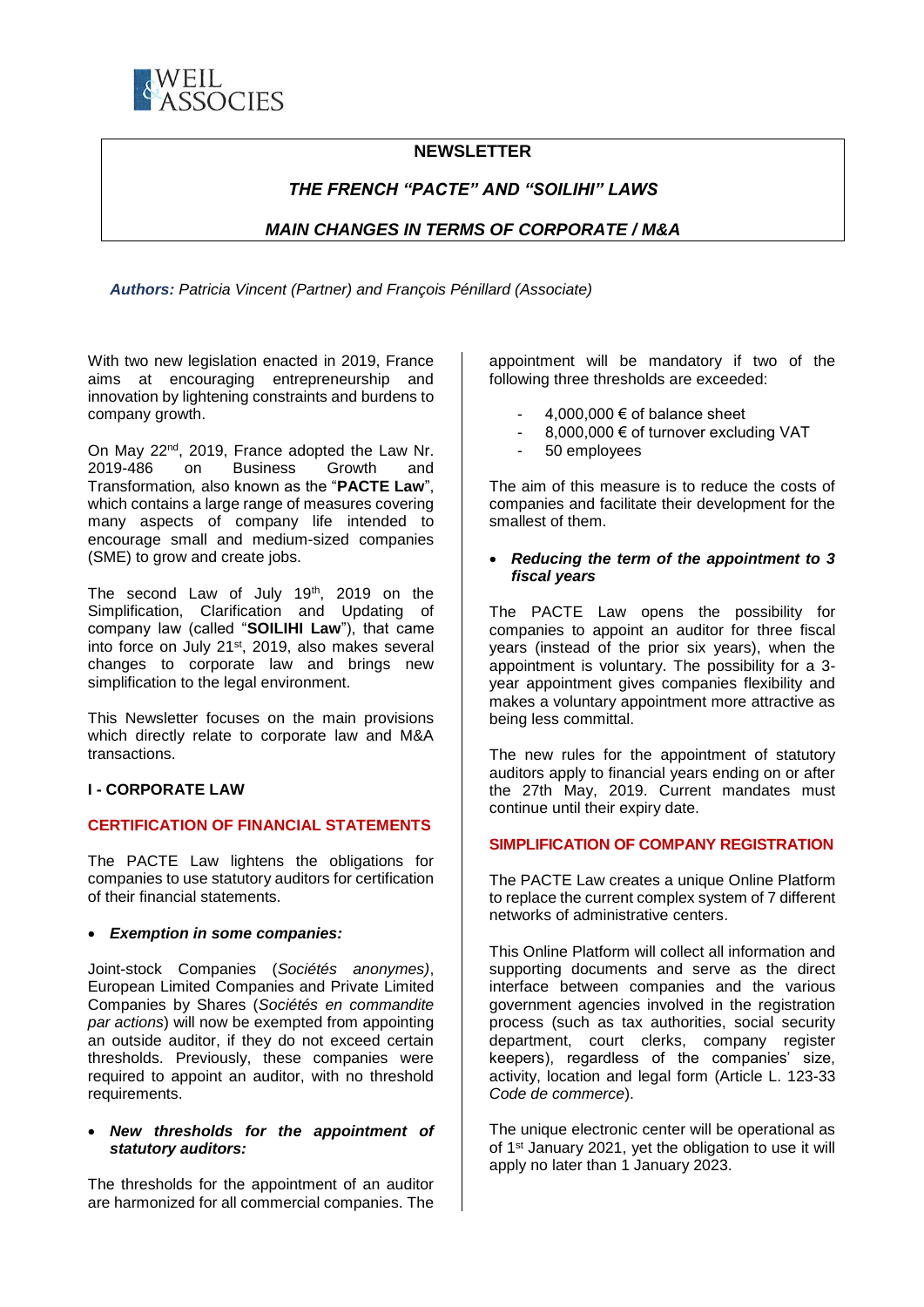# NEWSLETTER

## *THE FRENCH "PACTE" AND "SOILIHI" LAWS*

## *MAIN CHANGES IN TERMS OF CORPORATE / M&A*

***Authors:*** *Patricia Vincent (Partner) and François Pénillard (Associate)*

With two new legislation enacted in 2019, France aims at encouraging entrepreneurship and innovation by lightening constraints and burdens to company growth.

On May 22nd, 2019, France adopted the Law Nr. 2019-486 on Business Growth and Transformation*,* also known as the "**PACTE Law**", which contains a large range of measures covering many aspects of company life intended to encourage small and medium-sized companies (SME) to grow and create jobs.

The second Law of July 19th, 2019 on the Simplification, Clarification and Updating of company law (called "**SOILIHI Law**"), that came into force on July 21st, 2019, also makes several changes to corporate law and brings new simplification to the legal environment.

This Newsletter focuses on the main provisions which directly relate to corporate law and M&A transactions.

### I - CORPORATE LAW

#### CERTIFICATION OF FINANCIAL STATEMENTS

The PACTE Law lightens the obligations for companies to use statutory auditors for certification of their financial statements.

- ***Exemption in some companies:***

Joint-stock Companies (*Sociétés anonymes)*, European Limited Companies and Private Limited Companies by Shares (*Sociétés en commandite par actions*) will now be exempted from appointing an outside auditor, if they do not exceed certain thresholds. Previously, these companies were required to appoint an auditor, with no threshold requirements.

- ***New thresholds for the appointment of statutory auditors:***

The thresholds for the appointment of an auditor are harmonized for all commercial companies. The appointment will be mandatory if two of the following three thresholds are exceeded:

- 4,000,000 € of balance sheet
- 8,000,000 € of turnover excluding VAT
- 50 employees

The aim of this measure is to reduce the costs of companies and facilitate their development for the smallest of them.

- ***Reducing the term of the appointment to 3 fiscal years***

The PACTE Law opens the possibility for companies to appoint an auditor for three fiscal years (instead of the prior six years), when the appointment is voluntary. The possibility for a 3-year appointment gives companies flexibility and makes a voluntary appointment more attractive as being less committal.

The new rules for the appointment of statutory auditors apply to financial years ending on or after the 27th May, 2019. Current mandates must continue until their expiry date.

#### SIMPLIFICATION OF COMPANY REGISTRATION

The PACTE Law creates a unique Online Platform to replace the current complex system of 7 different networks of administrative centers.

This Online Platform will collect all information and supporting documents and serve as the direct interface between companies and the various government agencies involved in the registration process (such as tax authorities, social security department, court clerks, company register keepers), regardless of the companies' size, activity, location and legal form (Article L. 123-33 *Code de commerce*).

The unique electronic center will be operational as of 1st January 2021, yet the obligation to use it will apply no later than 1 January 2023.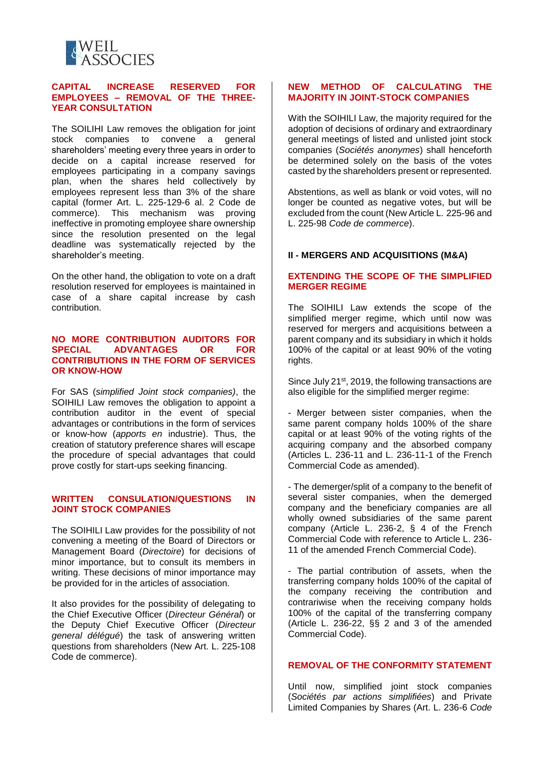## CAPITAL INCREASE RESERVED FOR EMPLOYEES – REMOVAL OF THE THREE-YEAR CONSULTATION

The SOILIHI Law removes the obligation for joint stock companies to convene a general shareholders' meeting every three years in order to decide on a capital increase reserved for employees participating in a company savings plan, when the shares held collectively by employees represent less than 3% of the share capital (former Art. L. 225-129-6 al. 2 Code de commerce). This mechanism was proving ineffective in promoting employee share ownership since the resolution presented on the legal deadline was systematically rejected by the shareholder's meeting.

On the other hand, the obligation to vote on a draft resolution reserved for employees is maintained in case of a share capital increase by cash contribution.

## NO MORE CONTRIBUTION AUDITORS FOR SPECIAL ADVANTAGES OR FOR CONTRIBUTIONS IN THE FORM OF SERVICES OR KNOW-HOW

For SAS (*simplified Joint stock companies)*, the SOIHILI Law removes the obligation to appoint a contribution auditor in the event of special advantages or contributions in the form of services or know-how (*apports en* industrie). Thus, the creation of statutory preference shares will escape the procedure of special advantages that could prove costly for start-ups seeking financing.

## WRITTEN CONSULATION/QUESTIONS IN JOINT STOCK COMPANIES

The SOIHILI Law provides for the possibility of not convening a meeting of the Board of Directors or Management Board (*Directoire*) for decisions of minor importance, but to consult its members in writing. These decisions of minor importance may be provided for in the articles of association.

It also provides for the possibility of delegating to the Chief Executive Officer (*Directeur Général*) or the Deputy Chief Executive Officer (*Directeur general délégué*) the task of answering written questions from shareholders (New Art. L. 225-108 Code de commerce).

## NEW METHOD OF CALCULATING THE MAJORITY IN JOINT-STOCK COMPANIES

With the SOIHILI Law, the majority required for the adoption of decisions of ordinary and extraordinary general meetings of listed and unlisted joint stock companies (*Sociétés anonymes*) shall henceforth be determined solely on the basis of the votes casted by the shareholders present or represented.

Abstentions, as well as blank or void votes, will no longer be counted as negative votes, but will be excluded from the count (New Article L. 225-96 and L. 225-98 *Code de commerce*).

# II - MERGERS AND ACQUISITIONS (M&A)

## EXTENDING THE SCOPE OF THE SIMPLIFIED MERGER REGIME

The SOIHILI Law extends the scope of the simplified merger regime, which until now was reserved for mergers and acquisitions between a parent company and its subsidiary in which it holds 100% of the capital or at least 90% of the voting rights.

Since July 21st, 2019, the following transactions are also eligible for the simplified merger regime:

- Merger between sister companies, when the same parent company holds 100% of the share capital or at least 90% of the voting rights of the acquiring company and the absorbed company (Articles L. 236-11 and L. 236-11-1 of the French Commercial Code as amended).

- The demerger/split of a company to the benefit of several sister companies, when the demerged company and the beneficiary companies are all wholly owned subsidiaries of the same parent company (Article L. 236-2, § 4 of the French Commercial Code with reference to Article L. 236-11 of the amended French Commercial Code).

- The partial contribution of assets, when the transferring company holds 100% of the capital of the company receiving the contribution and contrariwise when the receiving company holds 100% of the capital of the transferring company (Article L. 236-22, §§ 2 and 3 of the amended Commercial Code).

## REMOVAL OF THE CONFORMITY STATEMENT

Until now, simplified joint stock companies (*Sociétés par actions simplifiées*) and Private Limited Companies by Shares (Art. L. 236-6 *Code*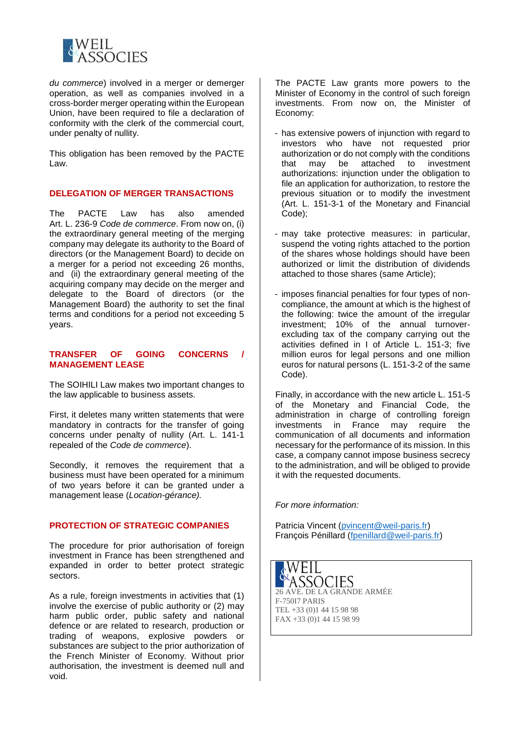*du commerce*) involved in a merger or demerger operation, as well as companies involved in a cross-border merger operating within the European Union, have been required to file a declaration of conformity with the clerk of the commercial court, under penalty of nullity.

This obligation has been removed by the PACTE Law.

## DELEGATION OF MERGER TRANSACTIONS

The PACTE Law has also amended Art. L. 236-9 *Code de commerce*. From now on, (i) the extraordinary general meeting of the merging company may delegate its authority to the Board of directors (or the Management Board) to decide on a merger for a period not exceeding 26 months, and (ii) the extraordinary general meeting of the acquiring company may decide on the merger and delegate to the Board of directors (or the Management Board) the authority to set the final terms and conditions for a period not exceeding 5 years.

## TRANSFER OF GOING CONCERNS / MANAGEMENT LEASE

The SOIHILI Law makes two important changes to the law applicable to business assets.

First, it deletes many written statements that were mandatory in contracts for the transfer of going concerns under penalty of nullity (Art. L. 141-1 repealed of the *Code de commerce*).

Secondly, it removes the requirement that a business must have been operated for a minimum of two years before it can be granted under a management lease (*Location-gérance).*

## PROTECTION OF STRATEGIC COMPANIES

The procedure for prior authorisation of foreign investment in France has been strengthened and expanded in order to better protect strategic sectors.

As a rule, foreign investments in activities that (1) involve the exercise of public authority or (2) may harm public order, public safety and national defence or are related to research, production or trading of weapons, explosive powders or substances are subject to the prior authorization of the French Minister of Economy. Without prior authorisation, the investment is deemed null and void.

The PACTE Law grants more powers to the Minister of Economy in the control of such foreign investments. From now on, the Minister of Economy:

- has extensive powers of injunction with regard to investors who have not requested prior authorization or do not comply with the conditions that may be attached to investment authorizations: injunction under the obligation to file an application for authorization, to restore the previous situation or to modify the investment (Art. L. 151-3-1 of the Monetary and Financial Code);
- may take protective measures: in particular, suspend the voting rights attached to the portion of the shares whose holdings should have been authorized or limit the distribution of dividends attached to those shares (same Article);
- imposes financial penalties for four types of non-compliance, the amount at which is the highest of the following: twice the amount of the irregular investment; 10% of the annual turnover-excluding tax of the company carrying out the activities defined in I of Article L. 151-3; five million euros for legal persons and one million euros for natural persons (L. 151-3-2 of the same Code).

Finally, in accordance with the new article L. 151-5 of the Monetary and Financial Code, the administration in charge of controlling foreign investments in France may require the communication of all documents and information necessary for the performance of its mission. In this case, a company cannot impose business secrecy to the administration, and will be obliged to provide it with the requested documents.

*For more information:*

Patricia Vincent (pvincent@weil-paris.fr)
François Pénillard (fpenillard@weil-paris.fr)

WEIL & ASSOCIES
26 AVE. DE LA GRANDE ARMÉE
F-75017 PARIS
TEL +33 (0)1 44 15 98 98
FAX +33 (0)1 44 15 98 99